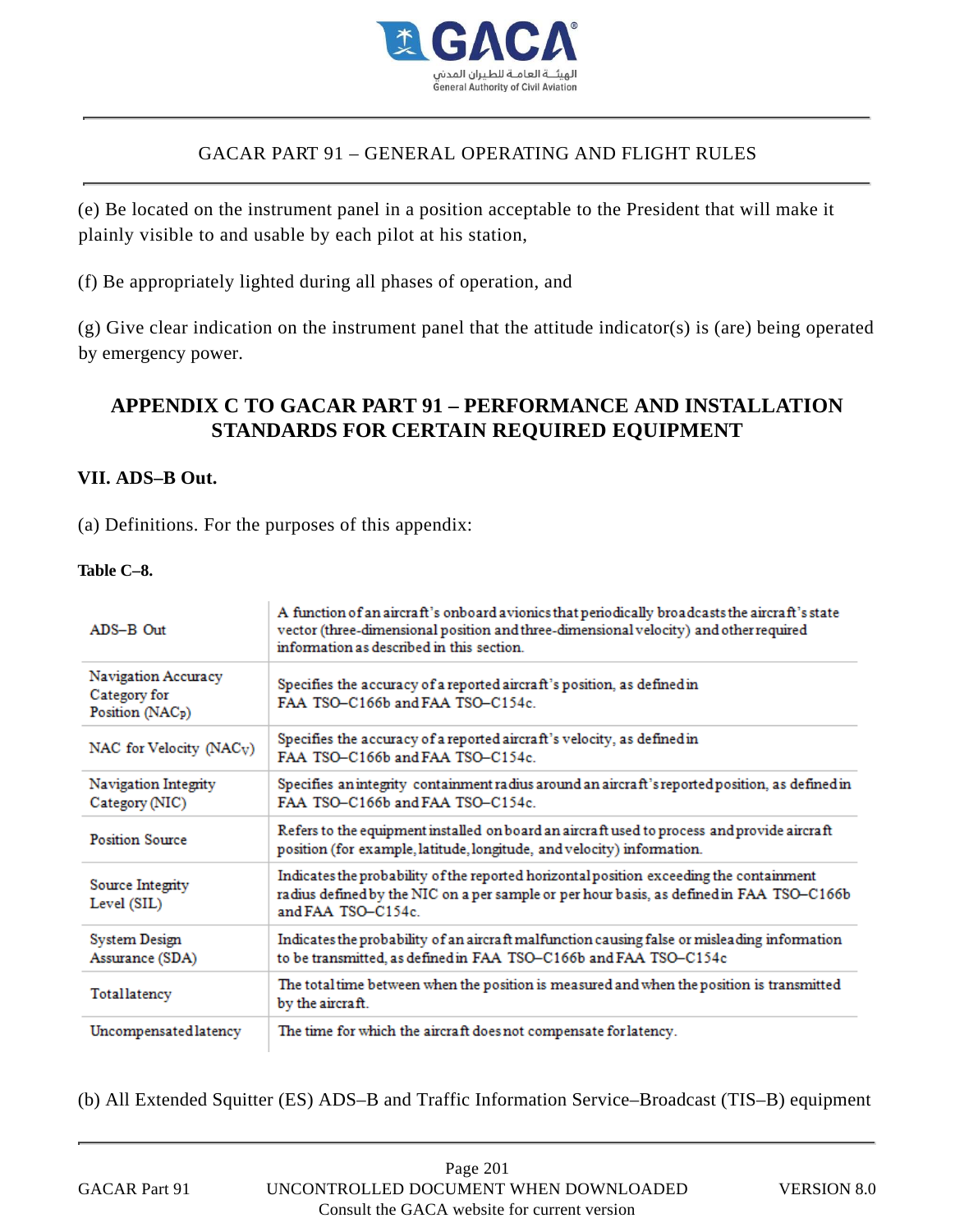(e) Be located on the instrument panel in a position acceptable to the President that will make it plainly visible to and usable by each pilot at his station,

(f) Be appropriately lighted during all phases of operation, and

(g) Give clear indication on the instrument panel that the attitude indicator(s) is (are) being operated by emergency power.

## APPENDIX C TO GACAR PART 91 – PERFORMANCE AND INSTALLATION STANDARDS FOR CERTAIN REQUIRED EQUIPMENT

### VII. ADS–B Out.

(a) Definitions. For the purposes of this appendix:

**Table C–8.**

| | |
|---|---|
| ADS–B Out | A function of an aircraft's onboard avionics that periodically broadcasts the aircraft's state vector (three-dimensional position and three-dimensional velocity) and other required information as described in this section. |
| Navigation Accuracy Category for Position ($NAC_P$) | Specifies the accuracy of a reported aircraft's position, as defined in FAA TSO–C166b and FAA TSO–C154c. |
| NAC for Velocity ($NAC_V$) | Specifies the accuracy of a reported aircraft's velocity, as defined in FAA TSO–C166b and FAA TSO–C154c. |
| Navigation Integrity Category (NIC) | Specifies an integrity containment radius around an aircraft's reported position, as defined in FAA TSO–C166b and FAA TSO–C154c. |
| Position Source | Refers to the equipment installed on board an aircraft used to process and provide aircraft position (for example, latitude, longitude, and velocity) information. |
| Source Integrity Level (SIL) | Indicates the probability of the reported horizontal position exceeding the containment radius defined by the NIC on a per sample or per hour basis, as defined in FAA TSO–C166b and FAA TSO–C154c. |
| System Design Assurance (SDA) | Indicates the probability of an aircraft malfunction causing false or misleading information to be transmitted, as defined in FAA TSO–C166b and FAA TSO–C154c |
| Total latency | The total time between when the position is measured and when the position is transmitted by the aircraft. |
| Uncompensated latency | The time for which the aircraft does not compensate for latency. |

(b) All Extended Squitter (ES) ADS–B and Traffic Information Service–Broadcast (TIS–B) equipment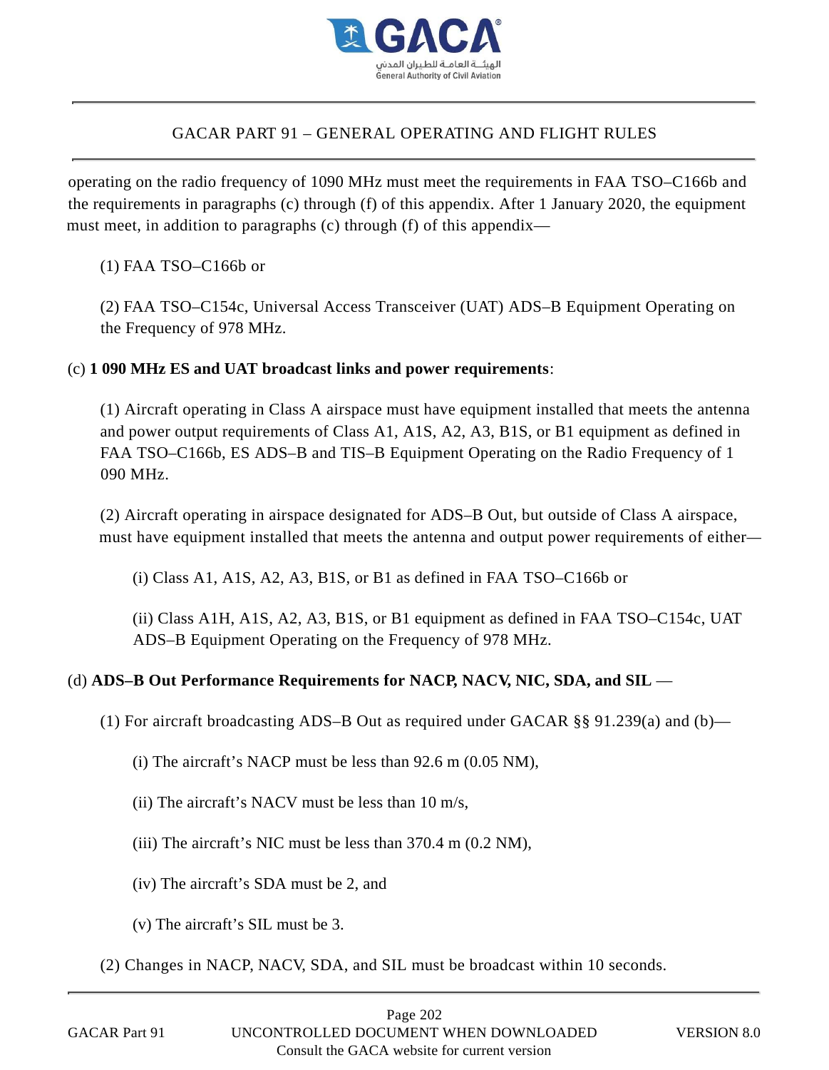operating on the radio frequency of 1090 MHz must meet the requirements in FAA TSO–C166b and the requirements in paragraphs (c) through (f) of this appendix. After 1 January 2020, the equipment must meet, in addition to paragraphs (c) through (f) of this appendix—

(1) FAA TSO–C166b or

(2) FAA TSO–C154c, Universal Access Transceiver (UAT) ADS–B Equipment Operating on the Frequency of 978 MHz.

(c) **1 090 MHz ES and UAT broadcast links and power requirements**:

(1) Aircraft operating in Class A airspace must have equipment installed that meets the antenna and power output requirements of Class A1, A1S, A2, A3, B1S, or B1 equipment as defined in FAA TSO–C166b, ES ADS–B and TIS–B Equipment Operating on the Radio Frequency of 1 090 MHz.

(2) Aircraft operating in airspace designated for ADS–B Out, but outside of Class A airspace, must have equipment installed that meets the antenna and output power requirements of either—

(i) Class A1, A1S, A2, A3, B1S, or B1 as defined in FAA TSO–C166b or

(ii) Class A1H, A1S, A2, A3, B1S, or B1 equipment as defined in FAA TSO–C154c, UAT ADS–B Equipment Operating on the Frequency of 978 MHz.

(d) **ADS–B Out Performance Requirements for NACP, NACV, NIC, SDA, and SIL** —

(1) For aircraft broadcasting ADS–B Out as required under GACAR §§ 91.239(a) and (b)—

(i) The aircraft's NACP must be less than 92.6 m (0.05 NM),

(ii) The aircraft's NACV must be less than 10 m/s,

(iii) The aircraft's NIC must be less than 370.4 m (0.2 NM),

(iv) The aircraft's SDA must be 2, and

(v) The aircraft's SIL must be 3.

(2) Changes in NACP, NACV, SDA, and SIL must be broadcast within 10 seconds.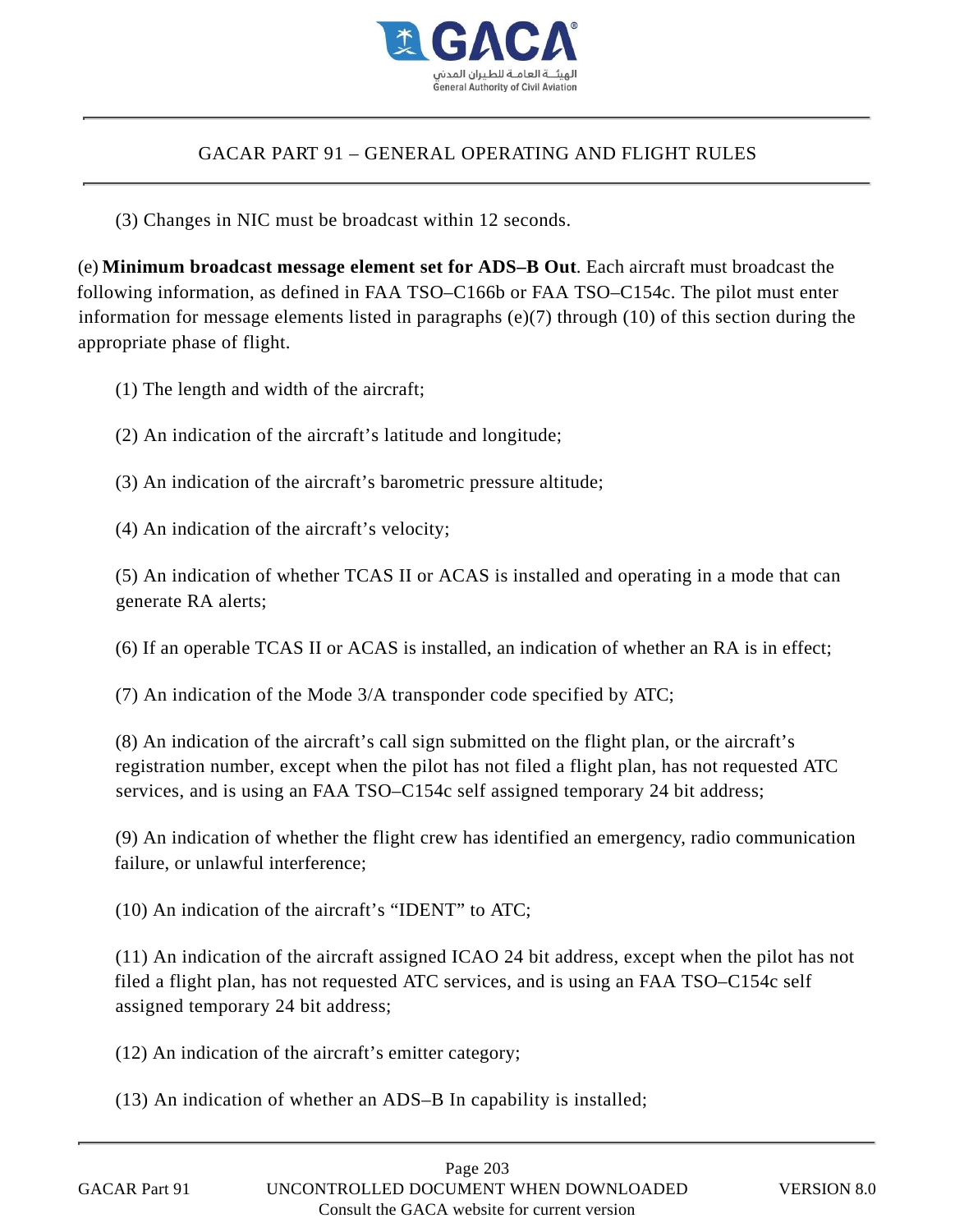(3) Changes in NIC must be broadcast within 12 seconds.

(e) **Minimum broadcast message element set for ADS–B Out**. Each aircraft must broadcast the following information, as defined in FAA TSO–C166b or FAA TSO–C154c. The pilot must enter information for message elements listed in paragraphs (e)(7) through (10) of this section during the appropriate phase of flight.

(1) The length and width of the aircraft;

(2) An indication of the aircraft's latitude and longitude;

(3) An indication of the aircraft's barometric pressure altitude;

(4) An indication of the aircraft's velocity;

(5) An indication of whether TCAS II or ACAS is installed and operating in a mode that can generate RA alerts;

(6) If an operable TCAS II or ACAS is installed, an indication of whether an RA is in effect;

(7) An indication of the Mode 3/A transponder code specified by ATC;

(8) An indication of the aircraft's call sign submitted on the flight plan, or the aircraft's registration number, except when the pilot has not filed a flight plan, has not requested ATC services, and is using an FAA TSO–C154c self assigned temporary 24 bit address;

(9) An indication of whether the flight crew has identified an emergency, radio communication failure, or unlawful interference;

(10) An indication of the aircraft's "IDENT" to ATC;

(11) An indication of the aircraft assigned ICAO 24 bit address, except when the pilot has not filed a flight plan, has not requested ATC services, and is using an FAA TSO–C154c self assigned temporary 24 bit address;

(12) An indication of the aircraft's emitter category;

(13) An indication of whether an ADS–B In capability is installed;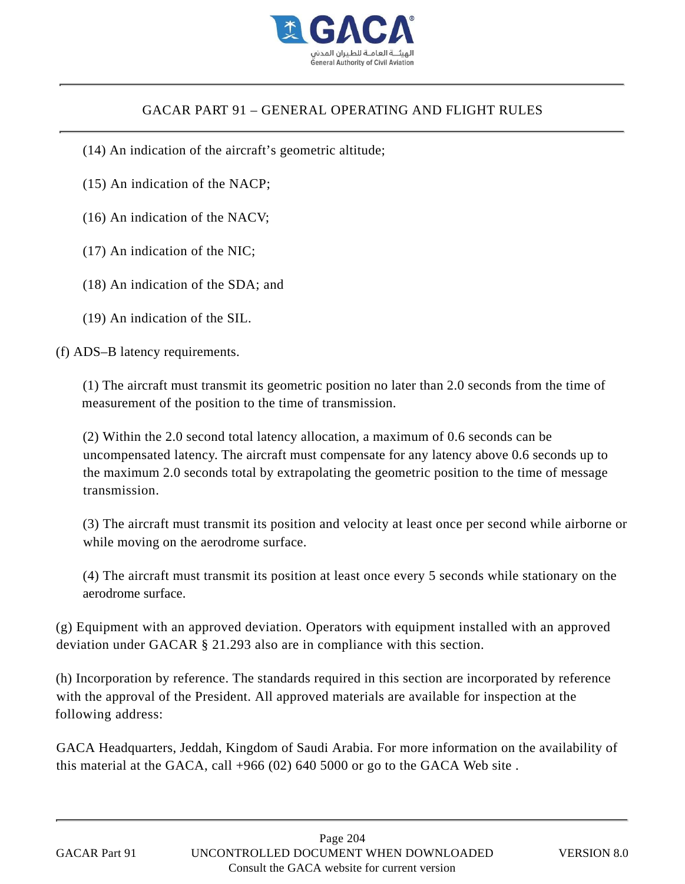(14) An indication of the aircraft's geometric altitude;

(15) An indication of the NACP;

(16) An indication of the NACV;

(17) An indication of the NIC;

(18) An indication of the SDA; and

(19) An indication of the SIL.

(f) ADS–B latency requirements.

(1) The aircraft must transmit its geometric position no later than 2.0 seconds from the time of measurement of the position to the time of transmission.

(2) Within the 2.0 second total latency allocation, a maximum of 0.6 seconds can be uncompensated latency. The aircraft must compensate for any latency above 0.6 seconds up to the maximum 2.0 seconds total by extrapolating the geometric position to the time of message transmission.

(3) The aircraft must transmit its position and velocity at least once per second while airborne or while moving on the aerodrome surface.

(4) The aircraft must transmit its position at least once every 5 seconds while stationary on the aerodrome surface.

(g) Equipment with an approved deviation. Operators with equipment installed with an approved deviation under GACAR § 21.293 also are in compliance with this section.

(h) Incorporation by reference. The standards required in this section are incorporated by reference with the approval of the President. All approved materials are available for inspection at the following address:

GACA Headquarters, Jeddah, Kingdom of Saudi Arabia. For more information on the availability of this material at the GACA, call +966 (02) 640 5000 or go to the GACA Web site .